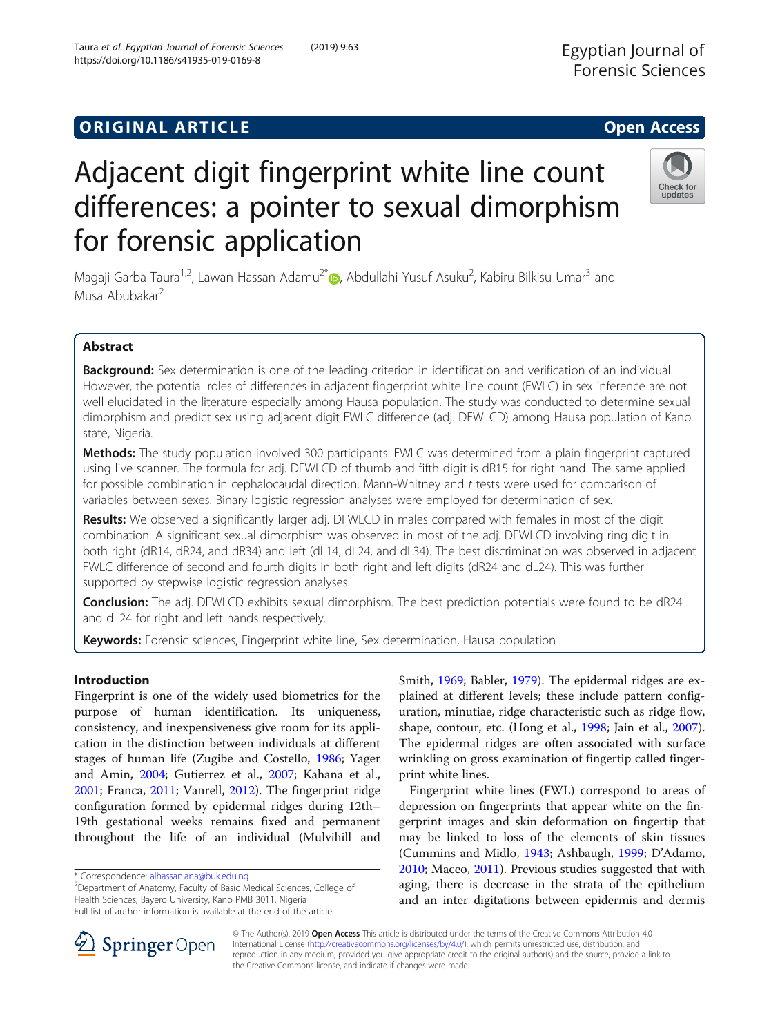**ORIGINAL ARTICLE** **Open Access**

# Adjacent digit fingerprint white line count differences: a pointer to sexual dimorphism for forensic application

Magaji Garba Taura[1,2], Lawan Hassan Adamu[2*], Abdullahi Yusuf Asuku[2], Kabiru Bilkisu Umar[3] and Musa Abubakar[2]

## Abstract

**Background:** Sex determination is one of the leading criterion in identification and verification of an individual. However, the potential roles of differences in adjacent fingerprint white line count (FWLC) in sex inference are not well elucidated in the literature especially among Hausa population. The study was conducted to determine sexual dimorphism and predict sex using adjacent digit FWLC difference (adj. DFWLCD) among Hausa population of Kano state, Nigeria.

**Methods:** The study population involved 300 participants. FWLC was determined from a plain fingerprint captured using live scanner. The formula for adj. DFWLCD of thumb and fifth digit is dR15 for right hand. The same applied for possible combination in cephalocaudal direction. Mann-Whitney and *t* tests were used for comparison of variables between sexes. Binary logistic regression analyses were employed for determination of sex.

**Results:** We observed a significantly larger adj. DFWLCD in males compared with females in most of the digit combination. A significant sexual dimorphism was observed in most of the adj. DFWLCD involving ring digit in both right (dR14, dR24, and dR34) and left (dL14, dL24, and dL34). The best discrimination was observed in adjacent FWLC difference of second and fourth digits in both right and left digits (dR24 and dL24). This was further supported by stepwise logistic regression analyses.

**Conclusion:** The adj. DFWLCD exhibits sexual dimorphism. The best prediction potentials were found to be dR24 and dL24 for right and left hands respectively.

**Keywords:** Forensic sciences, Fingerprint white line, Sex determination, Hausa population

## Introduction

Fingerprint is one of the widely used biometrics for the purpose of human identification. Its uniqueness, consistency, and inexpensiveness give room for its application in the distinction between individuals at different stages of human life (Zugibe and Costello, 1986; Yager and Amin, 2004; Gutierrez et al., 2007; Kahana et al., 2001; Franca, 2011; Vanrell, 2012). The fingerprint ridge configuration formed by epidermal ridges during 12th–19th gestational weeks remains fixed and permanent throughout the life of an individual (Mulvihill and Smith, 1969; Babler, 1979). The epidermal ridges are explained at different levels; these include pattern configuration, minutiae, ridge characteristic such as ridge flow, shape, contour, etc. (Hong et al., 1998; Jain et al., 2007). The epidermal ridges are often associated with surface wrinkling on gross examination of fingertip called fingerprint white lines.

Fingerprint white lines (FWL) correspond to areas of depression on fingerprints that appear white on the fingerprint images and skin deformation on fingertip that may be linked to loss of the elements of skin tissues (Cummins and Midlo, 1943; Ashbaugh, 1999; D'Adamo, 2010; Maceo, 2011). Previous studies suggested that with aging, there is decrease in the strata of the epithelium and an inter digitations between epidermis and dermis

\* Correspondence: alhassan.ana@buk.edu.ng
[2]Department of Anatomy, Faculty of Basic Medical Sciences, College of Health Sciences, Bayero University, Kano PMB 3011, Nigeria
Full list of author information is available at the end of the article

© The Author(s). 2019 **Open Access** This article is distributed under the terms of the Creative Commons Attribution 4.0 International License (http://creativecommons.org/licenses/by/4.0/), which permits unrestricted use, distribution, and reproduction in any medium, provided you give appropriate credit to the original author(s) and the source, provide a link to the Creative Commons license, and indicate if changes were made.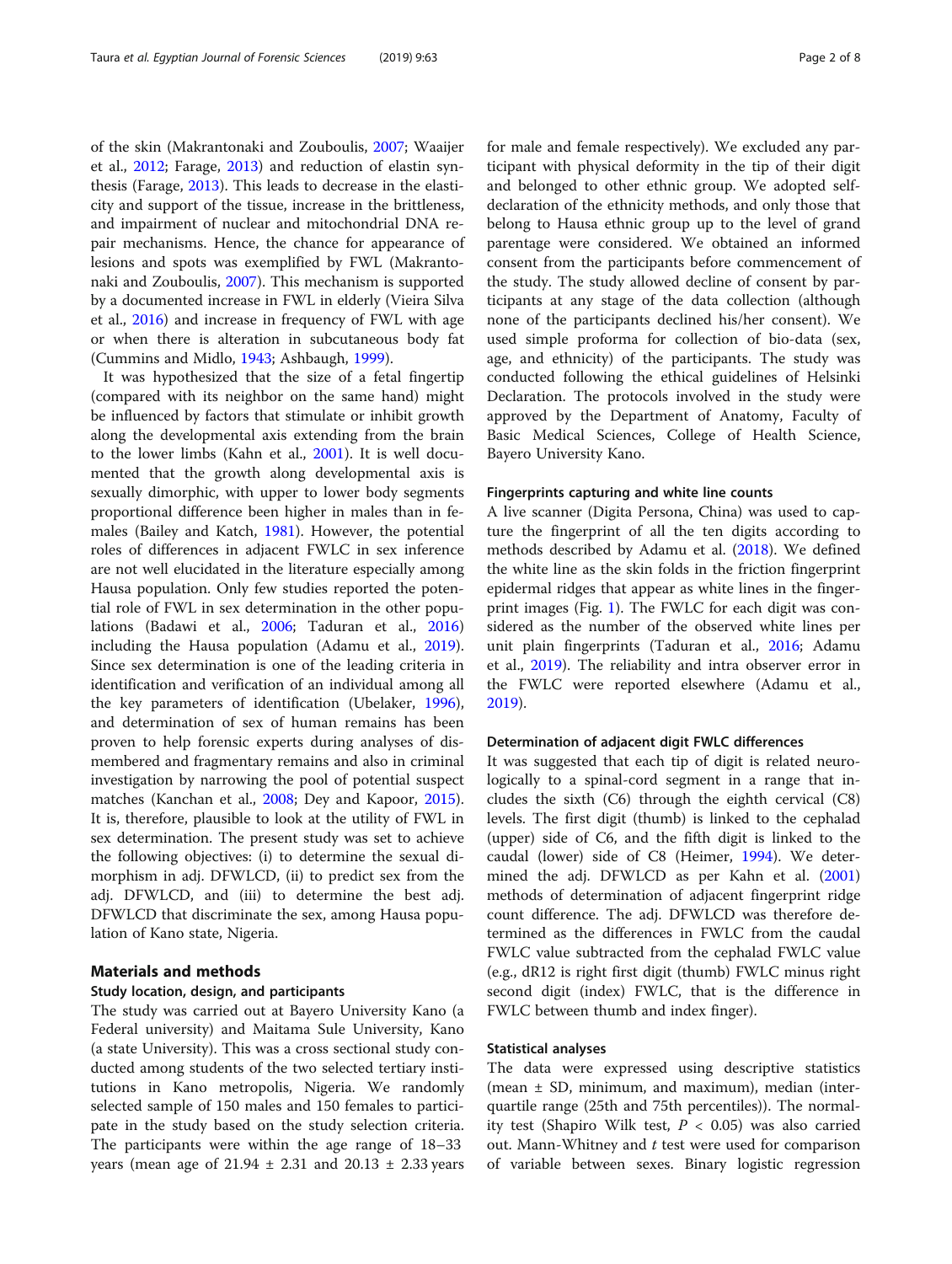of the skin (Makrantonaki and Zouboulis, 2007; Waaijer et al., 2012; Farage, 2013) and reduction of elastin synthesis (Farage, 2013). This leads to decrease in the elasticity and support of the tissue, increase in the brittleness, and impairment of nuclear and mitochondrial DNA repair mechanisms. Hence, the chance for appearance of lesions and spots was exemplified by FWL (Makrantonaki and Zouboulis, 2007). This mechanism is supported by a documented increase in FWL in elderly (Vieira Silva et al., 2016) and increase in frequency of FWL with age or when there is alteration in subcutaneous body fat (Cummins and Midlo, 1943; Ashbaugh, 1999).

It was hypothesized that the size of a fetal fingertip (compared with its neighbor on the same hand) might be influenced by factors that stimulate or inhibit growth along the developmental axis extending from the brain to the lower limbs (Kahn et al., 2001). It is well documented that the growth along developmental axis is sexually dimorphic, with upper to lower body segments proportional difference been higher in males than in females (Bailey and Katch, 1981). However, the potential roles of differences in adjacent FWLC in sex inference are not well elucidated in the literature especially among Hausa population. Only few studies reported the potential role of FWL in sex determination in the other populations (Badawi et al., 2006; Taduran et al., 2016) including the Hausa population (Adamu et al., 2019). Since sex determination is one of the leading criteria in identification and verification of an individual among all the key parameters of identification (Ubelaker, 1996), and determination of sex of human remains has been proven to help forensic experts during analyses of dismembered and fragmentary remains and also in criminal investigation by narrowing the pool of potential suspect matches (Kanchan et al., 2008; Dey and Kapoor, 2015). It is, therefore, plausible to look at the utility of FWL in sex determination. The present study was set to achieve the following objectives: (i) to determine the sexual dimorphism in adj. DFWLCD, (ii) to predict sex from the adj. DFWLCD, and (iii) to determine the best adj. DFWLCD that discriminate the sex, among Hausa population of Kano state, Nigeria.

## Materials and methods

### Study location, design, and participants

The study was carried out at Bayero University Kano (a Federal university) and Maitama Sule University, Kano (a state University). This was a cross sectional study conducted among students of the two selected tertiary institutions in Kano metropolis, Nigeria. We randomly selected sample of 150 males and 150 females to participate in the study based on the study selection criteria. The participants were within the age range of 18–33 years (mean age of 21.94 ± 2.31 and 20.13 ± 2.33 years for male and female respectively). We excluded any participant with physical deformity in the tip of their digit and belonged to other ethnic group. We adopted self-declaration of the ethnicity methods, and only those that belong to Hausa ethnic group up to the level of grand parentage were considered. We obtained an informed consent from the participants before commencement of the study. The study allowed decline of consent by participants at any stage of the data collection (although none of the participants declined his/her consent). We used simple proforma for collection of bio-data (sex, age, and ethnicity) of the participants. The study was conducted following the ethical guidelines of Helsinki Declaration. The protocols involved in the study were approved by the Department of Anatomy, Faculty of Basic Medical Sciences, College of Health Science, Bayero University Kano.

### Fingerprints capturing and white line counts

A live scanner (Digita Persona, China) was used to capture the fingerprint of all the ten digits according to methods described by Adamu et al. (2018). We defined the white line as the skin folds in the friction fingerprint epidermal ridges that appear as white lines in the fingerprint images (Fig. 1). The FWLC for each digit was considered as the number of the observed white lines per unit plain fingerprints (Taduran et al., 2016; Adamu et al., 2019). The reliability and intra observer error in the FWLC were reported elsewhere (Adamu et al., 2019).

### Determination of adjacent digit FWLC differences

It was suggested that each tip of digit is related neurologically to a spinal-cord segment in a range that includes the sixth (C6) through the eighth cervical (C8) levels. The first digit (thumb) is linked to the cephalad (upper) side of C6, and the fifth digit is linked to the caudal (lower) side of C8 (Heimer, 1994). We determined the adj. DFWLCD as per Kahn et al. (2001) methods of determination of adjacent fingerprint ridge count difference. The adj. DFWLCD was therefore determined as the differences in FWLC from the caudal FWLC value subtracted from the cephalad FWLC value (e.g., dR12 is right first digit (thumb) FWLC minus right second digit (index) FWLC, that is the difference in FWLC between thumb and index finger).

### Statistical analyses

The data were expressed using descriptive statistics (mean ± SD, minimum, and maximum), median (interquartile range (25th and 75th percentiles)). The normality test (Shapiro Wilk test, $P < 0.05$) was also carried out. Mann-Whitney and $t$ test were used for comparison of variable between sexes. Binary logistic regression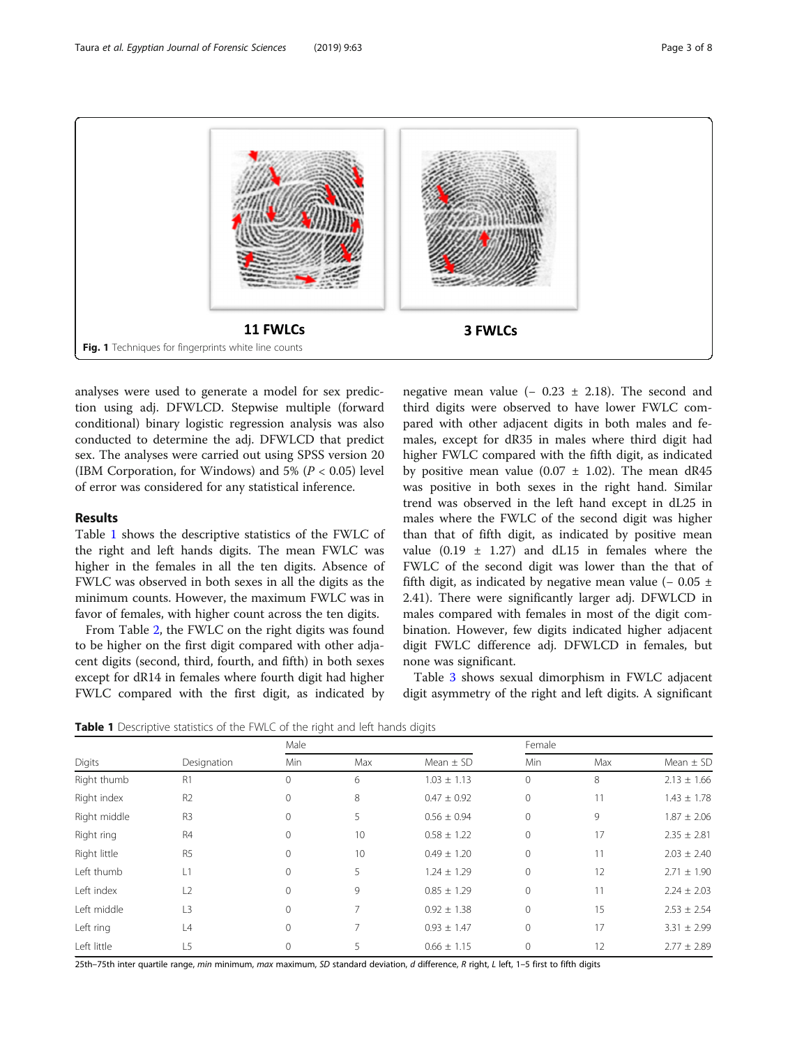11 FWLCs

3 FWLCs

**Fig. 1** Techniques for fingerprints white line counts

analyses were used to generate a model for sex prediction using adj. DFWLCD. Stepwise multiple (forward conditional) binary logistic regression analysis was also conducted to determine the adj. DFWLCD that predict sex. The analyses were carried out using SPSS version 20 (IBM Corporation, for Windows) and 5% ($P < 0.05$) level of error was considered for any statistical inference.

## Results

Table 1 shows the descriptive statistics of the FWLC of the right and left hands digits. The mean FWLC was higher in the females in all the ten digits. Absence of FWLC was observed in both sexes in all the digits as the minimum counts. However, the maximum FWLC was in favor of females, with higher count across the ten digits.

From Table 2, the FWLC on the right digits was found to be higher on the first digit compared with other adjacent digits (second, third, fourth, and fifth) in both sexes except for dR14 in females where fourth digit had higher FWLC compared with the first digit, as indicated by negative mean value (− 0.23 ± 2.18). The second and third digits were observed to have lower FWLC compared with other adjacent digits in both males and females, except for dR35 in males where third digit had higher FWLC compared with the fifth digit, as indicated by positive mean value (0.07 ± 1.02). The mean dR45 was positive in both sexes in the right hand. Similar trend was observed in the left hand except in dL25 in males where the FWLC of the second digit was higher than that of fifth digit, as indicated by positive mean value (0.19 ± 1.27) and dL15 in females where the FWLC of the second digit was lower than the that of fifth digit, as indicated by negative mean value (− 0.05 ± 2.41). There were significantly larger adj. DFWLCD in males compared with females in most of the digit combination. However, few digits indicated higher adjacent digit FWLC difference adj. DFWLCD in females, but none was significant.

Table 3 shows sexual dimorphism in FWLC adjacent digit asymmetry of the right and left digits. A significant

**Table 1** Descriptive statistics of the FWLC of the right and left hands digits

| | | Male | | | Female | | |
|---|---|---|---|---|---|---|---|
| Digits | Designation | Min | Max | Mean ± SD | Min | Max | Mean ± SD |
| Right thumb | R1 | 0 | 6 | 1.03 ± 1.13 | 0 | 8 | 2.13 ± 1.66 |
| Right index | R2 | 0 | 8 | 0.47 ± 0.92 | 0 | 11 | 1.43 ± 1.78 |
| Right middle | R3 | 0 | 5 | 0.56 ± 0.94 | 0 | 9 | 1.87 ± 2.06 |
| Right ring | R4 | 0 | 10 | 0.58 ± 1.22 | 0 | 17 | 2.35 ± 2.81 |
| Right little | R5 | 0 | 10 | 0.49 ± 1.20 | 0 | 11 | 2.03 ± 2.40 |
| Left thumb | L1 | 0 | 5 | 1.24 ± 1.29 | 0 | 12 | 2.71 ± 1.90 |
| Left index | L2 | 0 | 9 | 0.85 ± 1.29 | 0 | 11 | 2.24 ± 2.03 |
| Left middle | L3 | 0 | 7 | 0.92 ± 1.38 | 0 | 15 | 2.53 ± 2.54 |
| Left ring | L4 | 0 | 7 | 0.93 ± 1.47 | 0 | 17 | 3.31 ± 2.99 |
| Left little | L5 | 0 | 5 | 0.66 ± 1.15 | 0 | 12 | 2.77 ± 2.89 |

25th–75th inter quartile range, *min* minimum, *max* maximum, *SD* standard deviation, *d* difference, *R* right, *L* left, 1–5 first to fifth digits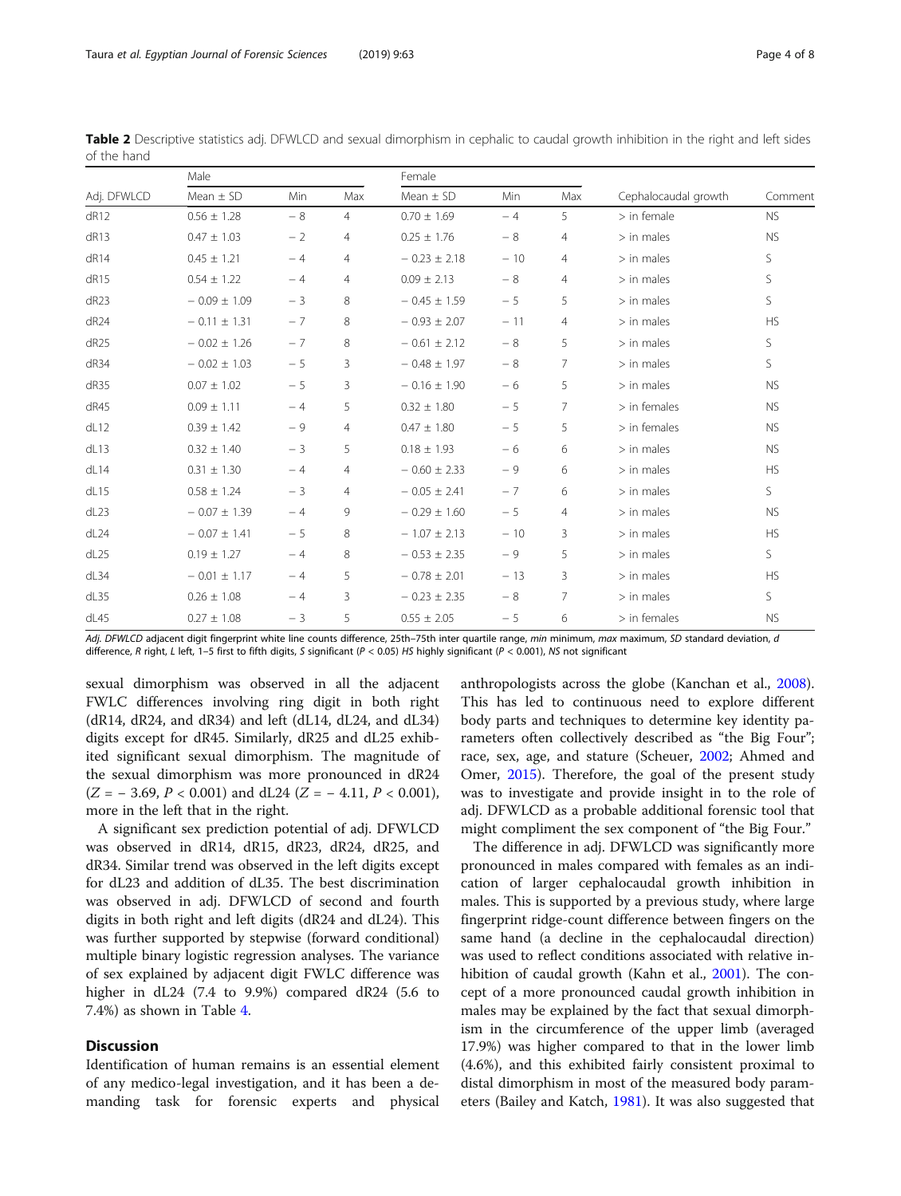**Table 2** Descriptive statistics adj. DFWLCD and sexual dimorphism in cephalic to caudal growth inhibition in the right and left sides of the hand

| Adj. DFWLCD | Male | | | Female | | | Cephalocaudal growth | Comment |
|---|---|---|---|---|---|---|---|---|
| | Mean ± SD | Min | Max | Mean ± SD | Min | Max | | |
| dR12 | 0.56 ± 1.28 | − 8 | 4 | 0.70 ± 1.69 | − 4 | 5 | > in female | NS |
| dR13 | 0.47 ± 1.03 | − 2 | 4 | 0.25 ± 1.76 | − 8 | 4 | > in males | NS |
| dR14 | 0.45 ± 1.21 | − 4 | 4 | − 0.23 ± 2.18 | − 10 | 4 | > in males | S |
| dR15 | 0.54 ± 1.22 | − 4 | 4 | 0.09 ± 2.13 | − 8 | 4 | > in males | S |
| dR23 | − 0.09 ± 1.09 | − 3 | 8 | − 0.45 ± 1.59 | − 5 | 5 | > in males | S |
| dR24 | − 0.11 ± 1.31 | − 7 | 8 | − 0.93 ± 2.07 | − 11 | 4 | > in males | HS |
| dR25 | − 0.02 ± 1.26 | − 7 | 8 | − 0.61 ± 2.12 | − 8 | 5 | > in males | S |
| dR34 | − 0.02 ± 1.03 | − 5 | 3 | − 0.48 ± 1.97 | − 8 | 7 | > in males | S |
| dR35 | 0.07 ± 1.02 | − 5 | 3 | − 0.16 ± 1.90 | − 6 | 5 | > in males | NS |
| dR45 | 0.09 ± 1.11 | − 4 | 5 | 0.32 ± 1.80 | − 5 | 7 | > in females | NS |
| dL12 | 0.39 ± 1.42 | − 9 | 4 | 0.47 ± 1.80 | − 5 | 5 | > in females | NS |
| dL13 | 0.32 ± 1.40 | − 3 | 5 | 0.18 ± 1.93 | − 6 | 6 | > in males | NS |
| dL14 | 0.31 ± 1.30 | − 4 | 4 | − 0.60 ± 2.33 | − 9 | 6 | > in males | HS |
| dL15 | 0.58 ± 1.24 | − 3 | 4 | − 0.05 ± 2.41 | − 7 | 6 | > in males | S |
| dL23 | − 0.07 ± 1.39 | − 4 | 9 | − 0.29 ± 1.60 | − 5 | 4 | > in males | NS |
| dL24 | − 0.07 ± 1.41 | − 5 | 8 | − 1.07 ± 2.13 | − 10 | 3 | > in males | HS |
| dL25 | 0.19 ± 1.27 | − 4 | 8 | − 0.53 ± 2.35 | − 9 | 5 | > in males | S |
| dL34 | − 0.01 ± 1.17 | − 4 | 5 | − 0.78 ± 2.01 | − 13 | 3 | > in males | HS |
| dL35 | 0.26 ± 1.08 | − 4 | 3 | − 0.23 ± 2.35 | − 8 | 7 | > in males | S |
| dL45 | 0.27 ± 1.08 | − 3 | 5 | 0.55 ± 2.05 | − 5 | 6 | > in females | NS |

*Adj. DFWLCD* adjacent digit fingerprint white line counts difference, 25th–75th inter quartile range, *min* minimum, *max* maximum, *SD* standard deviation, *d* difference, *R* right, *L* left, 1–5 first to fifth digits, *S* significant ($P < 0.05$) *HS* highly significant ($P < 0.001$), *NS* not significant

sexual dimorphism was observed in all the adjacent FWLC differences involving ring digit in both right (dR14, dR24, and dR34) and left (dL14, dL24, and dL34) digits except for dR45. Similarly, dR25 and dL25 exhibited significant sexual dimorphism. The magnitude of the sexual dimorphism was more pronounced in dR24 ($Z = -3.69$, $P < 0.001$) and dL24 ($Z = -4.11$, $P < 0.001$), more in the left that in the right.

A significant sex prediction potential of adj. DFWLCD was observed in dR14, dR15, dR23, dR24, dR25, and dR34. Similar trend was observed in the left digits except for dL23 and addition of dL35. The best discrimination was observed in adj. DFWLCD of second and fourth digits in both right and left digits (dR24 and dL24). This was further supported by stepwise (forward conditional) multiple binary logistic regression analyses. The variance of sex explained by adjacent digit FWLC difference was higher in dL24 (7.4 to 9.9%) compared dR24 (5.6 to 7.4%) as shown in Table 4.

## Discussion

Identification of human remains is an essential element of any medico-legal investigation, and it has been a demanding task for forensic experts and physical anthropologists across the globe (Kanchan et al., 2008). This has led to continuous need to explore different body parts and techniques to determine key identity parameters often collectively described as "the Big Four"; race, sex, age, and stature (Scheuer, 2002; Ahmed and Omer, 2015). Therefore, the goal of the present study was to investigate and provide insight in to the role of adj. DFWLCD as a probable additional forensic tool that might compliment the sex component of "the Big Four."

The difference in adj. DFWLCD was significantly more pronounced in males compared with females as an indication of larger cephalocaudal growth inhibition in males. This is supported by a previous study, where large fingerprint ridge-count difference between fingers on the same hand (a decline in the cephalocaudal direction) was used to reflect conditions associated with relative inhibition of caudal growth (Kahn et al., 2001). The concept of a more pronounced caudal growth inhibition in males may be explained by the fact that sexual dimorphism in the circumference of the upper limb (averaged 17.9%) was higher compared to that in the lower limb (4.6%), and this exhibited fairly consistent proximal to distal dimorphism in most of the measured body parameters (Bailey and Katch, 1981). It was also suggested that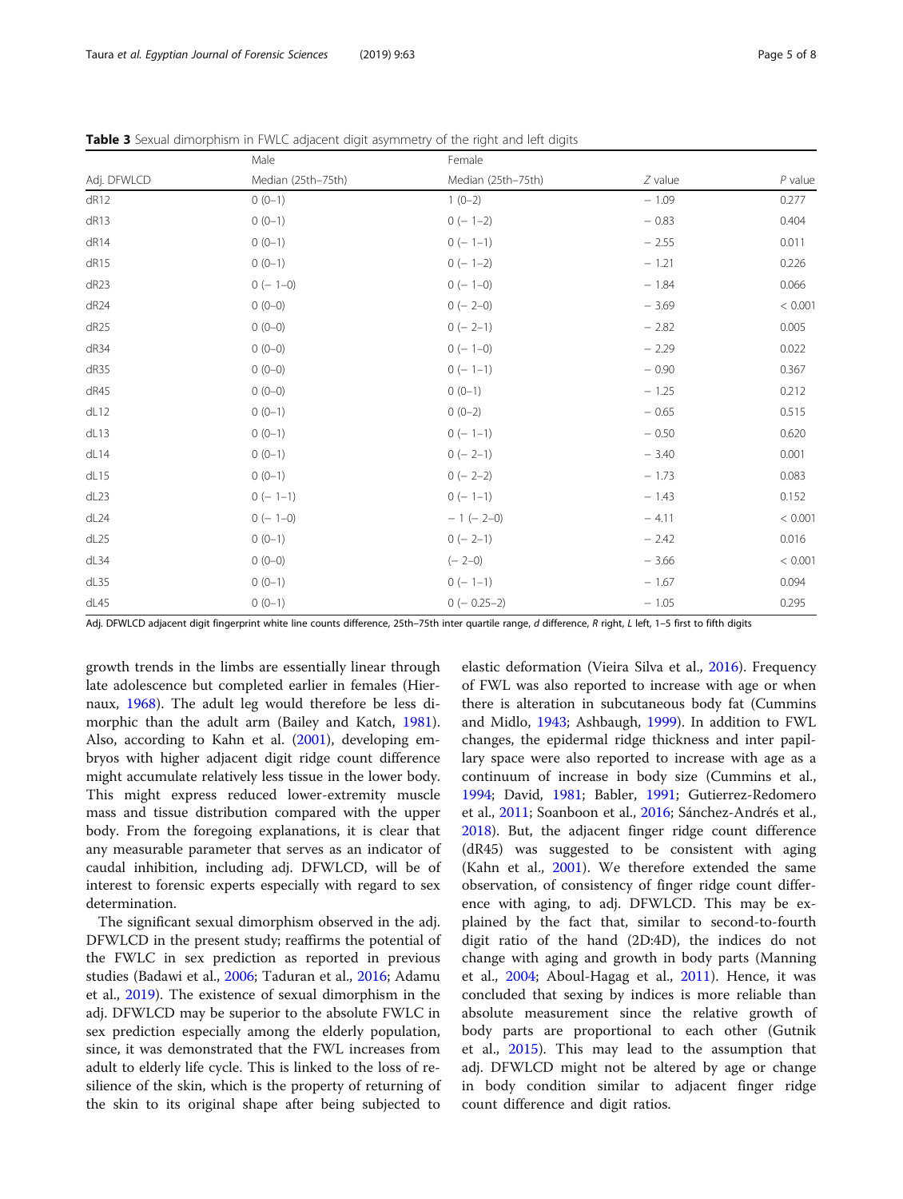**Table 3** Sexual dimorphism in FWLC adjacent digit asymmetry of the right and left digits

| | Male | Female | | |
|---|---|---|---|---|
| Adj. DFWLCD | Median (25th–75th) | Median (25th–75th) | Z value | P value |
| dR12 | 0 (0–1) | 1 (0–2) | − 1.09 | 0.277 |
| dR13 | 0 (0–1) | 0 (− 1–2) | − 0.83 | 0.404 |
| dR14 | 0 (0–1) | 0 (− 1–1) | − 2.55 | 0.011 |
| dR15 | 0 (0–1) | 0 (− 1–2) | − 1.21 | 0.226 |
| dR23 | 0 (− 1–0) | 0 (− 1–0) | − 1.84 | 0.066 |
| dR24 | 0 (0–0) | 0 (− 2–0) | − 3.69 | < 0.001 |
| dR25 | 0 (0–0) | 0 (− 2–1) | − 2.82 | 0.005 |
| dR34 | 0 (0–0) | 0 (− 1–0) | − 2.29 | 0.022 |
| dR35 | 0 (0–0) | 0 (− 1–1) | − 0.90 | 0.367 |
| dR45 | 0 (0–0) | 0 (0–1) | − 1.25 | 0.212 |
| dL12 | 0 (0–1) | 0 (0–2) | − 0.65 | 0.515 |
| dL13 | 0 (0–1) | 0 (− 1–1) | − 0.50 | 0.620 |
| dL14 | 0 (0–1) | 0 (− 2–1) | − 3.40 | 0.001 |
| dL15 | 0 (0–1) | 0 (− 2–2) | − 1.73 | 0.083 |
| dL23 | 0 (− 1–1) | 0 (− 1–1) | − 1.43 | 0.152 |
| dL24 | 0 (− 1–0) | − 1 (− 2–0) | − 4.11 | < 0.001 |
| dL25 | 0 (0–1) | 0 (− 2–1) | − 2.42 | 0.016 |
| dL34 | 0 (0–0) | (− 2–0) | − 3.66 | < 0.001 |
| dL35 | 0 (0–1) | 0 (− 1–1) | − 1.67 | 0.094 |
| dL45 | 0 (0–1) | 0 (− 0.25–2) | − 1.05 | 0.295 |

Adj. DFWLCD adjacent digit fingerprint white line counts difference, 25th–75th inter quartile range, *d* difference, *R* right, *L* left, 1–5 first to fifth digits

growth trends in the limbs are essentially linear through late adolescence but completed earlier in females (Hiernaux, 1968). The adult leg would therefore be less dimorphic than the adult arm (Bailey and Katch, 1981). Also, according to Kahn et al. (2001), developing embryos with higher adjacent digit ridge count difference might accumulate relatively less tissue in the lower body. This might express reduced lower-extremity muscle mass and tissue distribution compared with the upper body. From the foregoing explanations, it is clear that any measurable parameter that serves as an indicator of caudal inhibition, including adj. DFWLCD, will be of interest to forensic experts especially with regard to sex determination.

The significant sexual dimorphism observed in the adj. DFWLCD in the present study; reaffirms the potential of the FWLC in sex prediction as reported in previous studies (Badawi et al., 2006; Taduran et al., 2016; Adamu et al., 2019). The existence of sexual dimorphism in the adj. DFWLCD may be superior to the absolute FWLC in sex prediction especially among the elderly population, since, it was demonstrated that the FWL increases from adult to elderly life cycle. This is linked to the loss of resilience of the skin, which is the property of returning of the skin to its original shape after being subjected to elastic deformation (Vieira Silva et al., 2016). Frequency of FWL was also reported to increase with age or when there is alteration in subcutaneous body fat (Cummins and Midlo, 1943; Ashbaugh, 1999). In addition to FWL changes, the epidermal ridge thickness and inter papillary space were also reported to increase with age as a continuum of increase in body size (Cummins et al., 1994; David, 1981; Babler, 1991; Gutierrez-Redomero et al., 2011; Soanboon et al., 2016; Sánchez-Andrés et al., 2018). But, the adjacent finger ridge count difference (dR45) was suggested to be consistent with aging (Kahn et al., 2001). We therefore extended the same observation, of consistency of finger ridge count difference with aging, to adj. DFWLCD. This may be explained by the fact that, similar to second-to-fourth digit ratio of the hand (2D:4D), the indices do not change with aging and growth in body parts (Manning et al., 2004; Aboul-Hagag et al., 2011). Hence, it was concluded that sexing by indices is more reliable than absolute measurement since the relative growth of body parts are proportional to each other (Gutnik et al., 2015). This may lead to the assumption that adj. DFWLCD might not be altered by age or change in body condition similar to adjacent finger ridge count difference and digit ratios.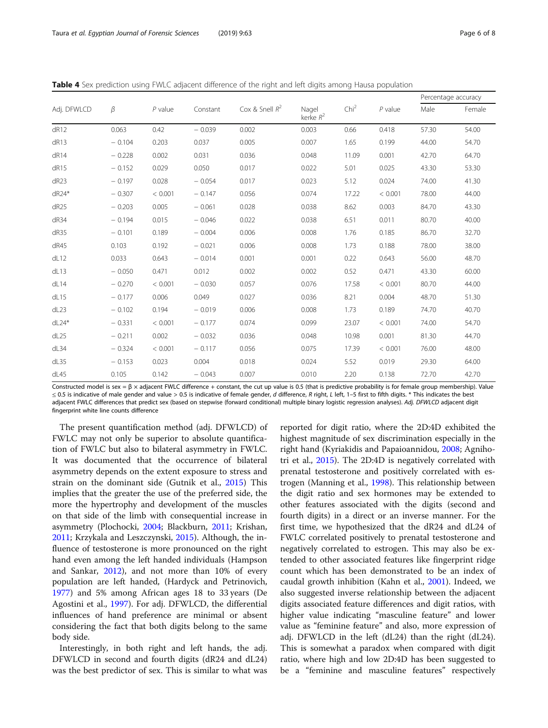**Table 4** Sex prediction using FWLC adjacent difference of the right and left digits among Hausa population

| Adj. DFWLCD | β | *P* value | Constant | Cox & Snell $R^2$ | Nagel kerke $R^2$ | $Chi^2$ | *P* value | Percentage accuracy | |
|---|---|---|---|---|---|---|---|---|---|
| | | | | | | | | Male | Female |
| dR12 | 0.063 | 0.42 | − 0.039 | 0.002 | 0.003 | 0.66 | 0.418 | 57.30 | 54.00 |
| dR13 | − 0.104 | 0.203 | 0.037 | 0.005 | 0.007 | 1.65 | 0.199 | 44.00 | 54.70 |
| dR14 | − 0.228 | 0.002 | 0.031 | 0.036 | 0.048 | 11.09 | 0.001 | 42.70 | 64.70 |
| dR15 | − 0.152 | 0.029 | 0.050 | 0.017 | 0.022 | 5.01 | 0.025 | 43.30 | 53.30 |
| dR23 | − 0.197 | 0.028 | − 0.054 | 0.017 | 0.023 | 5.12 | 0.024 | 74.00 | 41.30 |
| dR24* | − 0.307 | < 0.001 | − 0.147 | 0.056 | 0.074 | 17.22 | < 0.001 | 78.00 | 44.00 |
| dR25 | − 0.203 | 0.005 | − 0.061 | 0.028 | 0.038 | 8.62 | 0.003 | 84.70 | 43.30 |
| dR34 | − 0.194 | 0.015 | − 0.046 | 0.022 | 0.038 | 6.51 | 0.011 | 80.70 | 40.00 |
| dR35 | − 0.101 | 0.189 | − 0.004 | 0.006 | 0.008 | 1.76 | 0.185 | 86.70 | 32.70 |
| dR45 | 0.103 | 0.192 | − 0.021 | 0.006 | 0.008 | 1.73 | 0.188 | 78.00 | 38.00 |
| dL12 | 0.033 | 0.643 | − 0.014 | 0.001 | 0.001 | 0.22 | 0.643 | 56.00 | 48.70 |
| dL13 | − 0.050 | 0.471 | 0.012 | 0.002 | 0.002 | 0.52 | 0.471 | 43.30 | 60.00 |
| dL14 | − 0.270 | < 0.001 | − 0.030 | 0.057 | 0.076 | 17.58 | < 0.001 | 80.70 | 44.00 |
| dL15 | − 0.177 | 0.006 | 0.049 | 0.027 | 0.036 | 8.21 | 0.004 | 48.70 | 51.30 |
| dL23 | − 0.102 | 0.194 | − 0.019 | 0.006 | 0.008 | 1.73 | 0.189 | 74.70 | 40.70 |
| dL24* | − 0.331 | < 0.001 | − 0.177 | 0.074 | 0.099 | 23.07 | < 0.001 | 74.00 | 54.70 |
| dL25 | − 0.211 | 0.002 | − 0.032 | 0.036 | 0.048 | 10.98 | 0.001 | 81.30 | 44.70 |
| dL34 | − 0.324 | < 0.001 | − 0.117 | 0.056 | 0.075 | 17.39 | < 0.001 | 76.00 | 48.00 |
| dL35 | − 0.153 | 0.023 | 0.004 | 0.018 | 0.024 | 5.52 | 0.019 | 29.30 | 64.00 |
| dL45 | 0.105 | 0.142 | − 0.043 | 0.007 | 0.010 | 2.20 | 0.138 | 72.70 | 42.70 |

Constructed model is sex = β × adjacent FWLC difference + constant, the cut up value is 0.5 (that is predictive probability is for female group membership). Value ≤ 0.5 is indicative of male gender and value > 0.5 is indicative of female gender, *d* difference, *R* right, *L* left, 1–5 first to fifth digits. * This indicates the best adjacent FWLC differences that predict sex (based on stepwise (forward conditional) multiple binary logistic regression analyses). *Adj. DFWLCD* adjacent digit fingerprint white line counts difference

The present quantification method (adj. DFWLCD) of FWLC may not only be superior to absolute quantification of FWLC but also to bilateral asymmetry in FWLC. It was documented that the occurrence of bilateral asymmetry depends on the extent exposure to stress and strain on the dominant side (Gutnik et al., 2015) This implies that the greater the use of the preferred side, the more the hypertrophy and development of the muscles on that side of the limb with consequential increase in asymmetry (Plochocki, 2004; Blackburn, 2011; Krishan, 2011; Krzykala and Leszczynski, 2015). Although, the influence of testosterone is more pronounced on the right hand even among the left handed individuals (Hampson and Sankar, 2012), and not more than 10% of every population are left handed, (Hardyck and Petrinovich, 1977) and 5% among African ages 18 to 33 years (De Agostini et al., 1997). For adj. DFWLCD, the differential influences of hand preference are minimal or absent considering the fact that both digits belong to the same body side.

Interestingly, in both right and left hands, the adj. DFWLCD in second and fourth digits (dR24 and dL24) was the best predictor of sex. This is similar to what was reported for digit ratio, where the 2D:4D exhibited the highest magnitude of sex discrimination especially in the right hand (Kyriakidis and Papaioannidou, 2008; Agnihotri et al., 2015). The 2D:4D is negatively correlated with prenatal testosterone and positively correlated with estrogen (Manning et al., 1998). This relationship between the digit ratio and sex hormones may be extended to other features associated with the digits (second and fourth digits) in a direct or an inverse manner. For the first time, we hypothesized that the dR24 and dL24 of FWLC correlated positively to prenatal testosterone and negatively correlated to estrogen. This may also be extended to other associated features like fingerprint ridge count which has been demonstrated to be an index of caudal growth inhibition (Kahn et al., 2001). Indeed, we also suggested inverse relationship between the adjacent digits associated feature differences and digit ratios, with higher value indicating "masculine feature" and lower value as "feminine feature" and also, more expression of adj. DFWLCD in the left (dL24) than the right (dL24). This is somewhat a paradox when compared with digit ratio, where high and low 2D:4D has been suggested to be a "feminine and masculine features" respectively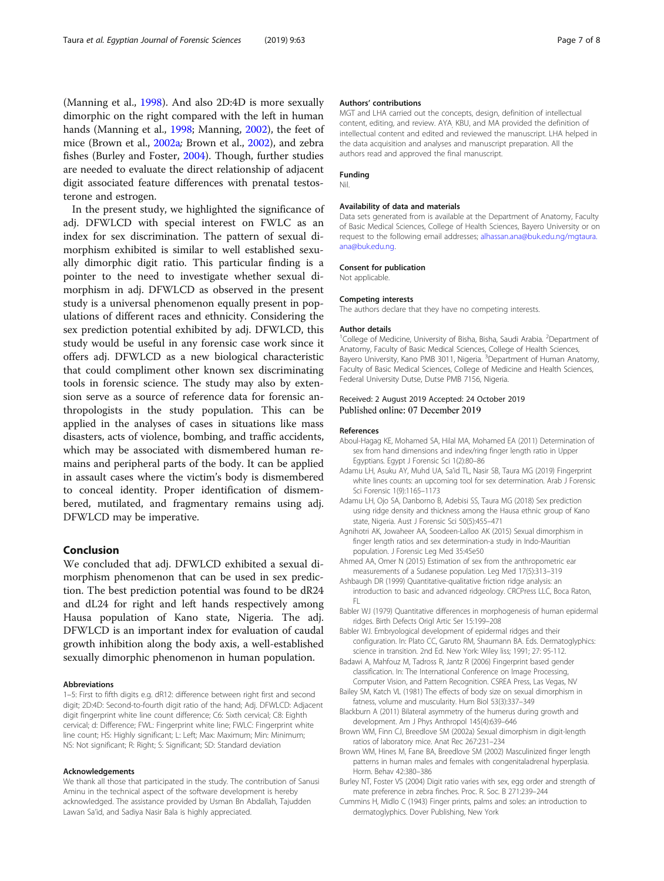(Manning et al., 1998). And also 2D:4D is more sexually dimorphic on the right compared with the left in human hands (Manning et al., 1998; Manning, 2002), the feet of mice (Brown et al., 2002a; Brown et al., 2002), and zebra fishes (Burley and Foster, 2004). Though, further studies are needed to evaluate the direct relationship of adjacent digit associated feature differences with prenatal testosterone and estrogen.

In the present study, we highlighted the significance of adj. DFWLCD with special interest on FWLC as an index for sex discrimination. The pattern of sexual dimorphism exhibited is similar to well established sexually dimorphic digit ratio. This particular finding is a pointer to the need to investigate whether sexual dimorphism in adj. DFWLCD as observed in the present study is a universal phenomenon equally present in populations of different races and ethnicity. Considering the sex prediction potential exhibited by adj. DFWLCD, this study would be useful in any forensic case work since it offers adj. DFWLCD as a new biological characteristic that could compliment other known sex discriminating tools in forensic science. The study may also by extension serve as a source of reference data for forensic anthropologists in the study population. This can be applied in the analyses of cases in situations like mass disasters, acts of violence, bombing, and traffic accidents, which may be associated with dismembered human remains and peripheral parts of the body. It can be applied in assault cases where the victim's body is dismembered to conceal identity. Proper identification of dismembered, mutilated, and fragmentary remains using adj. DFWLCD may be imperative.

## Conclusion

We concluded that adj. DFWLCD exhibited a sexual dimorphism phenomenon that can be used in sex prediction. The best prediction potential was found to be dR24 and dL24 for right and left hands respectively among Hausa population of Kano state, Nigeria. The adj. DFWLCD is an important index for evaluation of caudal growth inhibition along the body axis, a well-established sexually dimorphic phenomenon in human population.

#### Abbreviations

1–5: First to fifth digits e.g. dR12: difference between right first and second digit; 2D:4D: Second-to-fourth digit ratio of the hand; Adj. DFWLCD: Adjacent digit fingerprint white line count difference; C6: Sixth cervical; C8: Eighth cervical; d: Difference; FWL: Fingerprint white line; FWLC: Fingerprint white line count; HS: Highly significant; L: Left; Max: Maximum; Min: Minimum; NS: Not significant; R: Right; S: Significant; SD: Standard deviation

#### Acknowledgements

We thank all those that participated in the study. The contribution of Sanusi Aminu in the technical aspect of the software development is hereby acknowledged. The assistance provided by Usman Bn Abdallah, Tajudden Lawan Sa'id, and Sadiya Nasir Bala is highly appreciated.

#### Authors' contributions

MGT and LHA carried out the concepts, design, definition of intellectual content, editing, and review. AYA, KBU, and MA provided the definition of intellectual content and edited and reviewed the manuscript. LHA helped in the data acquisition and analyses and manuscript preparation. All the authors read and approved the final manuscript.

#### Funding

Nil.

#### Availability of data and materials

Data sets generated from is available at the Department of Anatomy, Faculty of Basic Medical Sciences, College of Health Sciences, Bayero University or on request to the following email addresses; alhassan.ana@buk.edu.ng/mgtaura.ana@buk.edu.ng.

#### Consent for publication

Not applicable.

#### Competing interests

The authors declare that they have no competing interests.

#### Author details

[1]College of Medicine, University of Bisha, Bisha, Saudi Arabia. [2]Department of Anatomy, Faculty of Basic Medical Sciences, College of Health Sciences, Bayero University, Kano PMB 3011, Nigeria. [3]Department of Human Anatomy, Faculty of Basic Medical Sciences, College of Medicine and Health Sciences, Federal University Dutse, Dutse PMB 7156, Nigeria.

Received: 2 August 2019 Accepted: 24 October 2019
Published online: 07 December 2019

#### References

- Aboul-Hagag KE, Mohamed SA, Hilal MA, Mohamed EA (2011) Determination of sex from hand dimensions and index/ring finger length ratio in Upper Egyptians. Egypt J Forensic Sci 1(2):80–86
- Adamu LH, Asuku AY, Muhd UA, Sa'id TL, Nasir SB, Taura MG (2019) Fingerprint white lines counts: an upcoming tool for sex determination. Arab J Forensic Sci Forensic 1(9):1165–1173
- Adamu LH, Ojo SA, Danborno B, Adebisi SS, Taura MG (2018) Sex prediction using ridge density and thickness among the Hausa ethnic group of Kano state, Nigeria. Aust J Forensic Sci 50(5):455–471
- Agnihotri AK, Jowaheer AA, Soodeen-Lalloo AK (2015) Sexual dimorphism in finger length ratios and sex determination-a study in Indo-Mauritian population. J Forensic Leg Med 35:45e50
- Ahmed AA, Omer N (2015) Estimation of sex from the anthropometric ear measurements of a Sudanese population. Leg Med 17(5):313–319
- Ashbaugh DR (1999) Quantitative-qualitative friction ridge analysis: an introduction to basic and advanced ridgeology. CRCPress LLC, Boca Raton, FL
- Babler WJ (1979) Quantitative differences in morphogenesis of human epidermal ridges. Birth Defects Origl Artic Ser 15:199–208
- Babler WJ. Embryological development of epidermal ridges and their configuration. In: Plato CC, Garuto RM, Shaumann BA. Eds. Dermatoglyphics: science in transition. 2nd Ed. New York: Wiley liss; 1991; 27: 95-112.
- Badawi A, Mahfouz M, Tadross R, Jantz R (2006) Fingerprint based gender classification. In: The International Conference on Image Processing, Computer Vision, and Pattern Recognition. CSREA Press, Las Vegas, NV
- Bailey SM, Katch VL (1981) The effects of body size on sexual dimorphism in fatness, volume and muscularity. Hum Biol 53(3):337–349
- Blackburn A (2011) Bilateral asymmetry of the humerus during growth and development. Am J Phys Anthropol 145(4):639–646
- Brown WM, Finn CJ, Breedlove SM (2002a) Sexual dimorphism in digit-length ratios of laboratory mice. Anat Rec 267:231–234
- Brown WM, Hines M, Fane BA, Breedlove SM (2002) Masculinized finger length patterns in human males and females with congenitaladrenal hyperplasia. Horm. Behav 42:380–386
- Burley NT, Foster VS (2004) Digit ratio varies with sex, egg order and strength of mate preference in zebra finches. Proc. R. Soc. B 271:239–244
- Cummins H, Midlo C (1943) Finger prints, palms and soles: an introduction to dermatoglyphics. Dover Publishing, New York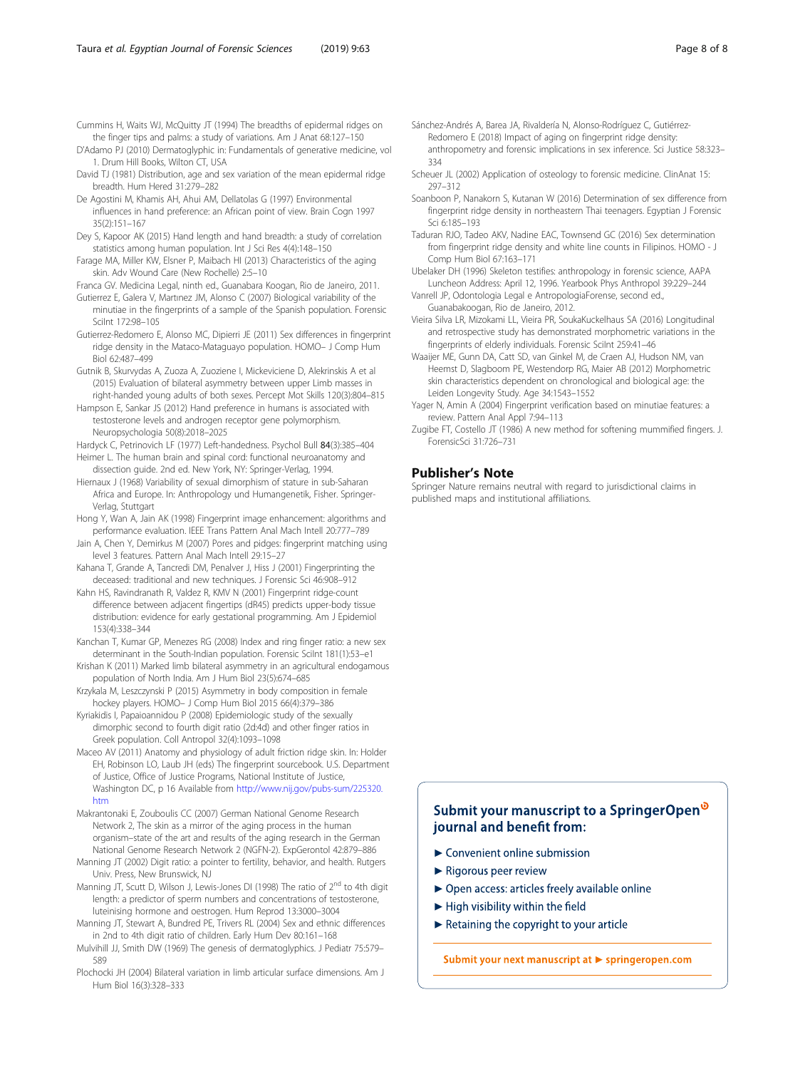Cummins H, Waits WJ, McQuitty JT (1994) The breadths of epidermal ridges on the finger tips and palms: a study of variations. Am J Anat 68:127–150

D'Adamo PJ (2010) Dermatoglyphic in: Fundamentals of generative medicine, vol 1. Drum Hill Books, Wilton CT, USA

David TJ (1981) Distribution, age and sex variation of the mean epidermal ridge breadth. Hum Hered 31:279–282

De Agostini M, Khamis AH, Ahui AM, Dellatolas G (1997) Environmental influences in hand preference: an African point of view. Brain Cogn 1997 35(2):151–167

Dey S, Kapoor AK (2015) Hand length and hand breadth: a study of correlation statistics among human population. Int J Sci Res 4(4):148–150

Farage MA, Miller KW, Elsner P, Maibach HI (2013) Characteristics of the aging skin. Adv Wound Care (New Rochelle) 2:5–10

Franca GV. Medicina Legal, ninth ed., Guanabara Koogan, Rio de Janeiro, 2011.

Gutierrez E, Galera V, Martinez JM, Alonso C (2007) Biological variability of the minutiae in the fingerprints of a sample of the Spanish population. Forensic SciInt 172:98–105

Gutierrez-Redomero E, Alonso MC, Dipierri JE (2011) Sex differences in fingerprint ridge density in the Mataco-Mataguayo population. HOMO– J Comp Hum Biol 62:487–499

Gutnik B, Skurvydas A, Zuoza A, Zuoziene I, Mickeviciene D, Alekrinskis A et al (2015) Evaluation of bilateral asymmetry between upper Limb masses in right-handed young adults of both sexes. Percept Mot Skills 120(3):804–815

Hampson E, Sankar JS (2012) Hand preference in humans is associated with testosterone levels and androgen receptor gene polymorphism. Neuropsychologia 50(8):2018–2025

Hardyck C, Petrinovich LF (1977) Left-handedness. Psychol Bull **84**(3):385–404

Heimer L. The human brain and spinal cord: functional neuroanatomy and dissection guide. 2nd ed. New York, NY: Springer-Verlag, 1994.

Hiernaux J (1968) Variability of sexual dimorphism of stature in sub-Saharan Africa and Europe. In: Anthropology und Humangenetik, Fisher. Springer-Verlag, Stuttgart

Hong Y, Wan A, Jain AK (1998) Fingerprint image enhancement: algorithms and performance evaluation. IEEE Trans Pattern Anal Mach Intell 20:777–789

Jain A, Chen Y, Demirkus M (2007) Pores and pidges: fingerprint matching using level 3 features. Pattern Anal Mach Intell 29:15–27

Kahana T, Grande A, Tancredi DM, Penalver J, Hiss J (2001) Fingerprinting the deceased: traditional and new techniques. J Forensic Sci 46:908–912

Kahn HS, Ravindranath R, Valdez R, KMV N (2001) Fingerprint ridge-count difference between adjacent fingertips (dR45) predicts upper-body tissue distribution: evidence for early gestational programming. Am J Epidemiol 153(4):338–344

Kanchan T, Kumar GP, Menezes RG (2008) Index and ring finger ratio: a new sex determinant in the South-Indian population. Forensic SciInt 181(1):53–e1

Krishan K (2011) Marked limb bilateral asymmetry in an agricultural endogamous population of North India. Am J Hum Biol 23(5):674–685

Krzykala M, Leszczynski P (2015) Asymmetry in body composition in female hockey players. HOMO– J Comp Hum Biol 2015 66(4):379–386

Kyriakidis I, Papaioannidou P (2008) Epidemiologic study of the sexually dimorphic second to fourth digit ratio (2d:4d) and other finger ratios in Greek population. Coll Antropol 32(4):1093–1098

Maceo AV (2011) Anatomy and physiology of adult friction ridge skin. In: Holder EH, Robinson LO, Laub JH (eds) The fingerprint sourcebook. U.S. Department of Justice, Office of Justice Programs, National Institute of Justice, Washington DC, p 16 Available from http://www.nij.gov/pubs-sum/225320.htm

Makrantonaki E, Zouboulis CC (2007) German National Genome Research Network 2, The skin as a mirror of the aging process in the human organism–state of the art and results of the aging research in the German National Genome Research Network 2 (NGFN-2). ExpGerontol 42:879–886

Manning JT (2002) Digit ratio: a pointer to fertility, behavior, and health. Rutgers Univ. Press, New Brunswick, NJ

Manning JT, Scutt D, Wilson J, Lewis-Jones DI (1998) The ratio of 2[nd] to 4th digit length: a predictor of sperm numbers and concentrations of testosterone, luteinising hormone and oestrogen. Hum Reprod 13:3000–3004

Manning JT, Stewart A, Bundred PE, Trivers RL (2004) Sex and ethnic differences in 2nd to 4th digit ratio of children. Early Hum Dev 80:161–168

Mulvihill JJ, Smith DW (1969) The genesis of dermatoglyphics. J Pediatr 75:579–589

Plochocki JH (2004) Bilateral variation in limb articular surface dimensions. Am J Hum Biol 16(3):328–333

Sánchez-Andrés A, Barea JA, Rivaldería N, Alonso-Rodríguez C, Gutiérrez-Redomero E (2018) Impact of aging on fingerprint ridge density: anthropometry and forensic implications in sex inference. Sci Justice 58:323–334

Scheuer JL (2002) Application of osteology to forensic medicine. ClinAnat 15:297–312

Soanboon P, Nanakorn S, Kutanan W (2016) Determination of sex difference from fingerprint ridge density in northeastern Thai teenagers. Egyptian J Forensic Sci 6:185–193

Taduran RJO, Tadeo AKV, Nadine EAC, Townsend GC (2016) Sex determination from fingerprint ridge density and white line counts in Filipinos. HOMO - J Comp Hum Biol 67:163–171

Ubelaker DH (1996) Skeleton testifies: anthropology in forensic science, AAPA Luncheon Address: April 12, 1996. Yearbook Phys Anthropol 39:229–244

Vanrell JP, Odontologia Legal e AntropologiaForense, second ed., Guanabakoogan, Rio de Janeiro, 2012.

Vieira Silva LR, Mizokami LL, Vieira PR, SoukaKuckelhaus SA (2016) Longitudinal and retrospective study has demonstrated morphometric variations in the fingerprints of elderly individuals. Forensic SciInt 259:41–46

Waaijer ME, Gunn DA, Catt SD, van Ginkel M, de Craen AJ, Hudson NM, van Heemst D, Slagboom PE, Westendorp RG, Maier AB (2012) Morphometric skin characteristics dependent on chronological and biological age: the Leiden Longevity Study. Age 34:1543–1552

Yager N, Amin A (2004) Fingerprint verification based on minutiae features: a review. Pattern Anal Appl 7:94–113

Zugibe FT, Costello JT (1986) A new method for softening mummified fingers. J. ForensicSci 31:726–731

## Publisher's Note

Springer Nature remains neutral with regard to jurisdictional claims in published maps and institutional affiliations.

**Submit your manuscript to a SpringerOpen journal and benefit from:**

- ► Convenient online submission
- ► Rigorous peer review
- ► Open access: articles freely available online
- ► High visibility within the field
- ► Retaining the copyright to your article

Submit your next manuscript at ► springeropen.com